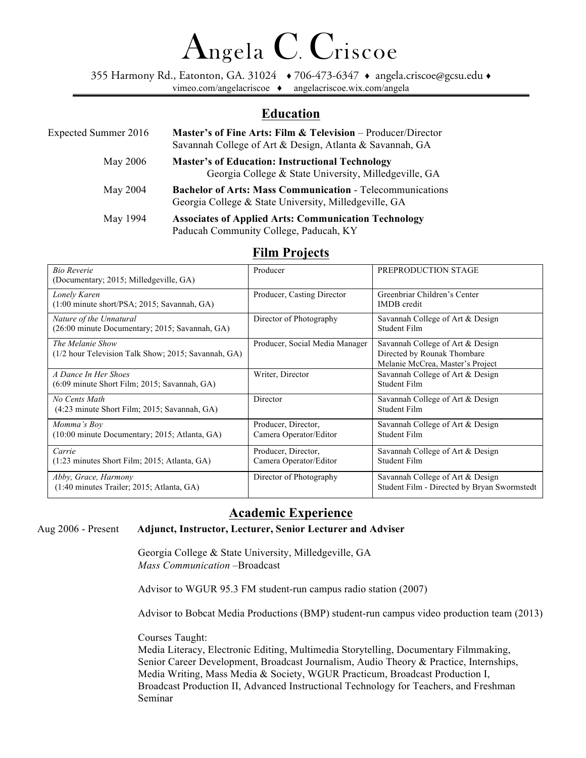# Angela C. Criscoe

355 Harmony Rd., Eatonton, GA. 31024 ♦ 706-473-6347 ♦ angela.criscoe@gcsu.edu ♦
vimeo.com/angelacriscoe ♦ angelacriscoe.wix.com/angela

## Education

Expected Summer 2016 — **Master's of Fine Arts: Film & Television** – Producer/Director
Savannah College of Art & Design, Atlanta & Savannah, GA

May 2006 — **Master's of Education: Instructional Technology**
Georgia College & State University, Milledgeville, GA

May 2004 — **Bachelor of Arts: Mass Communication** - Telecommunications
Georgia College & State University, Milledgeville, GA

May 1994 — **Associates of Applied Arts: Communication Technology**
Paducah Community College, Paducah, KY

## Film Projects

| Project | Role | Notes |
|---|---|---|
| *Bio Reverie* (Documentary; 2015; Milledgeville, GA) | Producer | PREPRODUCTION STAGE |
| *Lonely Karen* (1:00 minute short/PSA; 2015; Savannah, GA) | Producer, Casting Director | Greenbriar Children's Center IMDB credit |
| *Nature of the Unnatural* (26:00 minute Documentary; 2015; Savannah, GA) | Director of Photography | Savannah College of Art & Design Student Film |
| *The Melanie Show* (1/2 hour Television Talk Show; 2015; Savannah, GA) | Producer, Social Media Manager | Savannah College of Art & Design Directed by Rounak Thombare Melanie McCrea, Master's Project |
| *A Dance In Her Shoes* (6:09 minute Short Film; 2015; Savannah, GA) | Writer, Director | Savannah College of Art & Design Student Film |
| *No Cents Math* (4:23 minute Short Film; 2015; Savannah, GA) | Director | Savannah College of Art & Design Student Film |
| *Momma's Boy* (10:00 minute Documentary; 2015; Atlanta, GA) | Producer, Director, Camera Operator/Editor | Savannah College of Art & Design Student Film |
| *Carrie* (1:23 minutes Short Film; 2015; Atlanta, GA) | Producer, Director, Camera Operator/Editor | Savannah College of Art & Design Student Film |
| *Abby, Grace, Harmony* (1:40 minutes Trailer; 2015; Atlanta, GA) | Director of Photography | Savannah College of Art & Design Student Film - Directed by Bryan Swormstedt |

## Academic Experience

Aug 2006 - Present — **Adjunct, Instructor, Lecturer, Senior Lecturer and Adviser**

Georgia College & State University, Milledgeville, GA
*Mass Communication* –Broadcast

Advisor to WGUR 95.3 FM student-run campus radio station (2007)

Advisor to Bobcat Media Productions (BMP) student-run campus video production team (2013)

Courses Taught:
Media Literacy, Electronic Editing, Multimedia Storytelling, Documentary Filmmaking, Senior Career Development, Broadcast Journalism, Audio Theory & Practice, Internships, Media Writing, Mass Media & Society, WGUR Practicum, Broadcast Production I, Broadcast Production II, Advanced Instructional Technology for Teachers, and Freshman Seminar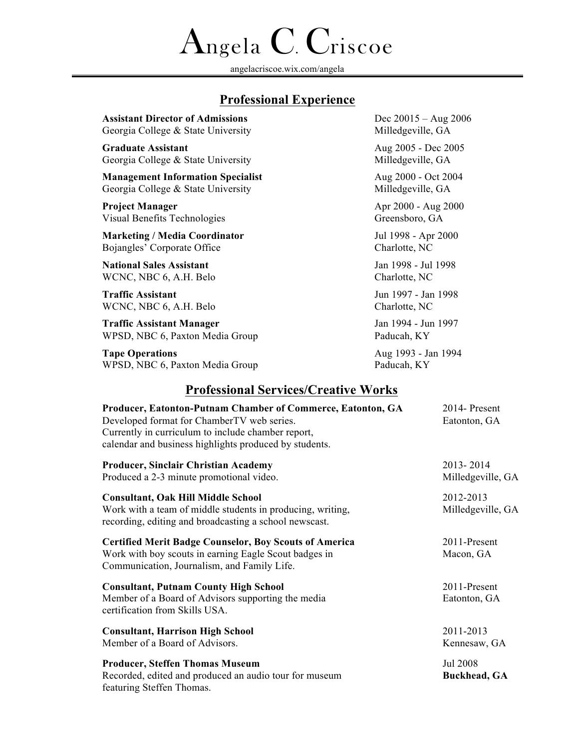# Angela C. Criscoe

angelacriscoe.wix.com/angela

## Professional Experience

**Assistant Director of Admissions** — Dec 20015 – Aug 2006
Georgia College & State University — Milledgeville, GA

**Graduate Assistant** — Aug 2005 - Dec 2005
Georgia College & State University — Milledgeville, GA

**Management Information Specialist** — Aug 2000 - Oct 2004
Georgia College & State University — Milledgeville, GA

**Project Manager** — Apr 2000 - Aug 2000
Visual Benefits Technologies — Greensboro, GA

**Marketing / Media Coordinator** — Jul 1998 - Apr 2000
Bojangles' Corporate Office — Charlotte, NC

**National Sales Assistant** — Jan 1998 - Jul 1998
WCNC, NBC 6, A.H. Belo — Charlotte, NC

**Traffic Assistant** — Jun 1997 - Jan 1998
WCNC, NBC 6, A.H. Belo — Charlotte, NC

**Traffic Assistant Manager** — Jan 1994 - Jun 1997
WPSD, NBC 6, Paxton Media Group — Paducah, KY

**Tape Operations** — Aug 1993 - Jan 1994
WPSD, NBC 6, Paxton Media Group — Paducah, KY

## Professional Services/Creative Works

**Producer, Eatonton-Putnam Chamber of Commerce, Eatonton, GA** — 2014- Present, Eatonton, GA
Developed format for ChamberTV web series.
Currently in curriculum to include chamber report, calendar and business highlights produced by students.

**Producer, Sinclair Christian Academy** — 2013- 2014, Milledgeville, GA
Produced a 2-3 minute promotional video.

**Consultant, Oak Hill Middle School** — 2012-2013, Milledgeville, GA
Work with a team of middle students in producing, writing, recording, editing and broadcasting a school newscast.

**Certified Merit Badge Counselor, Boy Scouts of America** — 2011-Present, Macon, GA
Work with boy scouts in earning Eagle Scout badges in Communication, Journalism, and Family Life.

**Consultant, Putnam County High School** — 2011-Present, Eatonton, GA
Member of a Board of Advisors supporting the media certification from Skills USA.

**Consultant, Harrison High School** — 2011-2013, Kennesaw, GA
Member of a Board of Advisors.

**Producer, Steffen Thomas Museum** — Jul 2008, **Buckhead, GA**
Recorded, edited and produced an audio tour for museum featuring Steffen Thomas.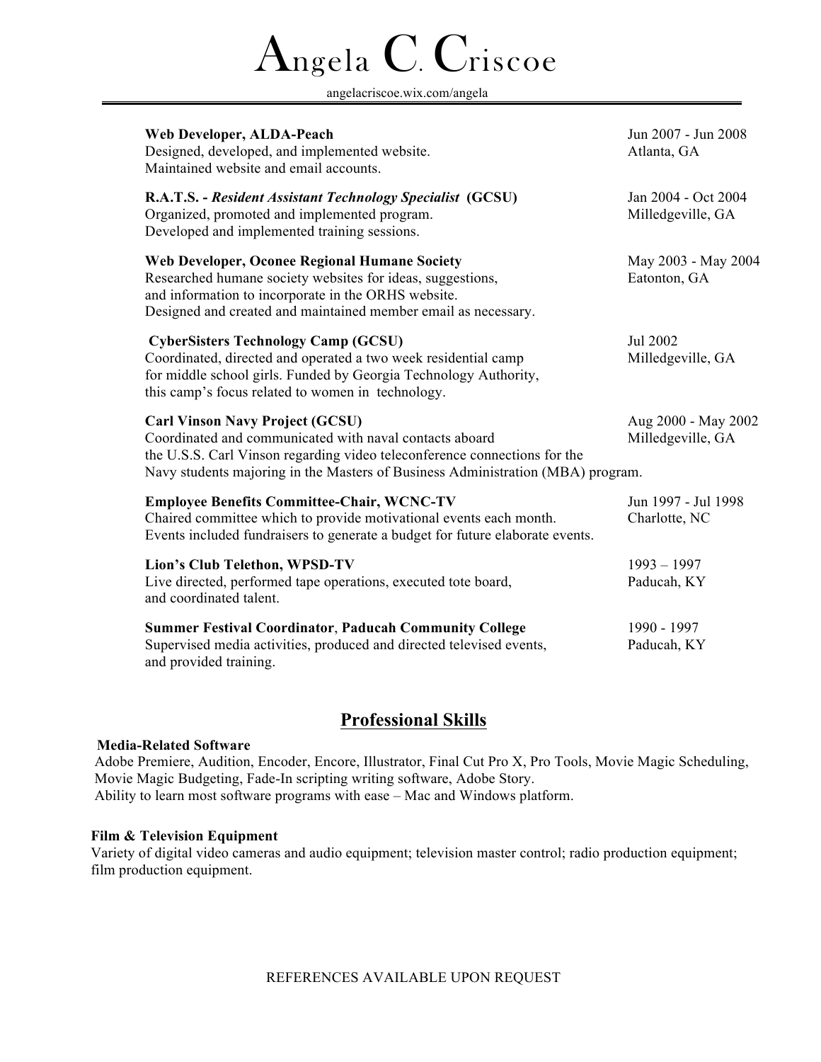# Angela C. Criscoe

angelacriscoe.wix.com/angela

**Web Developer, ALDA-Peach** — Jun 2007 - Jun 2008, Atlanta, GA

Designed, developed, and implemented website.
Maintained website and email accounts.

**R.A.T.S. - *Resident Assistant Technology Specialist* (GCSU)** — Jan 2004 - Oct 2004, Milledgeville, GA

Organized, promoted and implemented program.
Developed and implemented training sessions.

**Web Developer, Oconee Regional Humane Society** — May 2003 - May 2004, Eatonton, GA

Researched humane society websites for ideas, suggestions,
and information to incorporate in the ORHS website.
Designed and created and maintained member email as necessary.

**CyberSisters Technology Camp (GCSU)** — Jul 2002, Milledgeville, GA

Coordinated, directed and operated a two week residential camp
for middle school girls. Funded by Georgia Technology Authority,
this camp's focus related to women in technology.

**Carl Vinson Navy Project (GCSU)** — Aug 2000 - May 2002, Milledgeville, GA

Coordinated and communicated with naval contacts aboard
the U.S.S. Carl Vinson regarding video teleconference connections for the
Navy students majoring in the Masters of Business Administration (MBA) program.

**Employee Benefits Committee-Chair, WCNC-TV** — Jun 1997 - Jul 1998, Charlotte, NC

Chaired committee which to provide motivational events each month.
Events included fundraisers to generate a budget for future elaborate events.

**Lion's Club Telethon, WPSD-TV** — 1993 – 1997, Paducah, KY

Live directed, performed tape operations, executed tote board,
and coordinated talent.

**Summer Festival Coordinator**, **Paducah Community College** — 1990 - 1997, Paducah, KY

Supervised media activities, produced and directed televised events,
and provided training.

## Professional Skills

**Media-Related Software**

Adobe Premiere, Audition, Encoder, Encore, Illustrator, Final Cut Pro X, Pro Tools, Movie Magic Scheduling, Movie Magic Budgeting, Fade-In scripting writing software, Adobe Story.
Ability to learn most software programs with ease – Mac and Windows platform.

**Film & Television Equipment**

Variety of digital video cameras and audio equipment; television master control; radio production equipment; film production equipment.

REFERENCES AVAILABLE UPON REQUEST